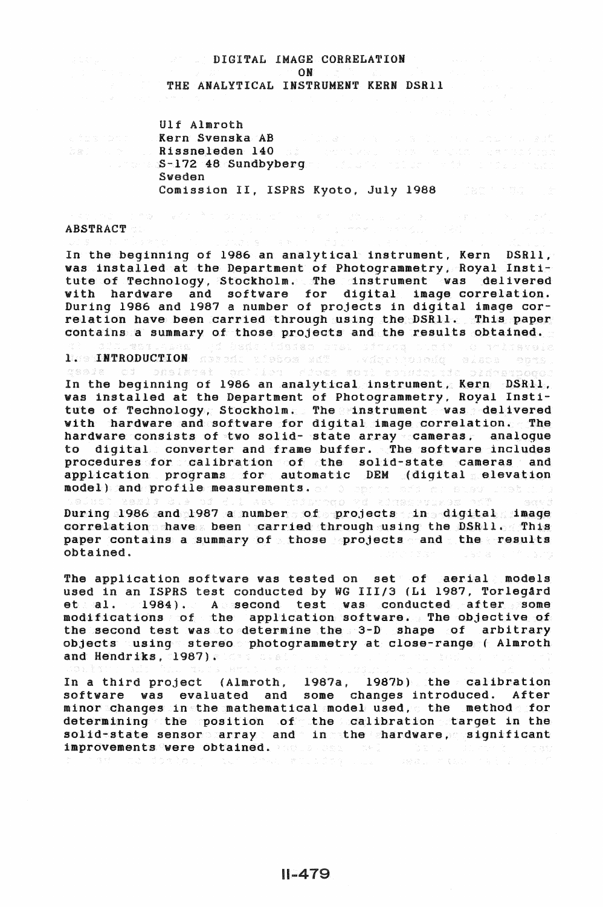# DIGITAL IMAGE CORRELATION ON THE ANALYTICAL INSTRUMENT KERN DSR11

Ulf Almroth
Kern Svenska AB
Rissneleden 140
S-172 48 Sundbyberg
Sweden
Comission II, ISPRS Kyoto, July 1988

## ABSTRACT

In the beginning of 1986 an analytical instrument, Kern DSR11, was installed at the Department of Photogrammetry, Royal Institute of Technology, Stockholm. The instrument was delivered with hardware and software for digital image correlation. During 1986 and 1987 a number of projects in digital image correlation have been carried through using the DSR11. This paper contains a summary of those projects and the results obtained.

## 1. INTRODUCTION

In the beginning of 1986 an analytical instrument, Kern DSR11, was installed at the Department of Photogrammetry, Royal Institute of Technology, Stockholm. The instrument was delivered with hardware and software for digital image correlation. The hardware consists of two solid- state array cameras, analogue to digital converter and frame buffer. The software includes procedures for calibration of the solid-state cameras and application programs for automatic DEM (digital elevation model) and profile measurements.

During 1986 and 1987 a number of projects in digital image correlation have been carried through using the DSR11. This paper contains a summary of those projects and the results obtained.

The application software was tested on set of aerial models used in an ISPRS test conducted by WG III/3 (Li 1987, Torlegård et al. 1984). A second test was conducted after some modifications of the application software. The objective of the second test was to determine the 3-D shape of arbitrary objects using stereo photogrammetry at close-range ( Almroth and Hendriks, 1987).

In a third project (Almroth, 1987a, 1987b) the calibration software was evaluated and some changes introduced. After minor changes in the mathematical model used, the method for determining the position of the calibration target in the solid-state sensor array and in the hardware, significant improvements were obtained.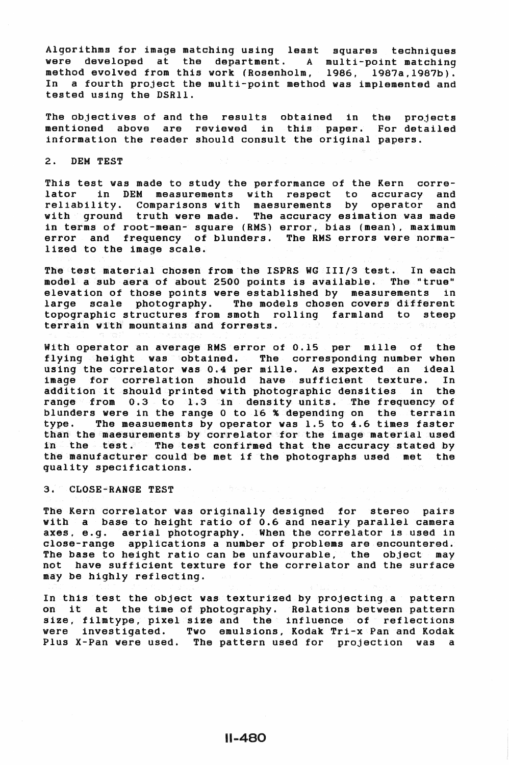Algorithms for image matching using least squares techniques were developed at the department. A multi-point matching method evolved from this work (Rosenholm, 1986, 1987a,1987b). In a fourth project the multi-point method was implemented and tested using the DSR11.

The objectives of and the results obtained in the projects mentioned above are reviewed in this paper. For detailed information the reader should consult the original papers.

## 2. DEM TEST

This test was made to study the performance of the Kern correlator in DEM measurements with respect to accuracy and reliability. Comparisons with maesurements by operator and with ground truth were made. The accuracy esimation was made in terms of root-mean- square (RMS) error, bias (mean), maximum error and frequency of blunders. The RMS errors were normalized to the image scale.

The test material chosen from the ISPRS WG III/3 test. In each model a sub aera of about 2500 points is available. The "true" elevation of those points were established by measurements in large scale photography. The models chosen covers different topographic structures from smoth rolling farmland to steep terrain with mountains and forrests.

With operator an average RMS error of 0.15 per mille of the flying height was obtained. The corresponding number when using the correlator was 0.4 per mille. As expexted an ideal image for correlation should have sufficient texture. In addition it should printed with photographic densities in the range from 0.3 to 1.3 in density units. The frequency of blunders were in the range 0 to 16 % depending on the terrain type. The measuements by operator was 1.5 to 4.6 times faster than the maesurements by correlator for the image material used in the test. The test confirmed that the accuracy stated by the manufacturer could be met if the photographs used met the quality specifications.

## 3. CLOSE-RANGE TEST

The Kern correlator was originally designed for stereo pairs with a base to height ratio of 0.6 and nearly parallel camera axes, e.g. aerial photography. When the correlator is used in close-range applications a number of problems are encountered. The base to height ratio can be unfavourable, the object may not have sufficient texture for the correlator and the surface may be highly reflecting.

In this test the object was texturized by projecting a pattern on it at the time of photography. Relations between pattern size, filmtype, pixel size and the influence of reflections were investigated. Two emulsions, Kodak Tri-x Pan and Kodak Plus X-Pan were used. The pattern used for projection was a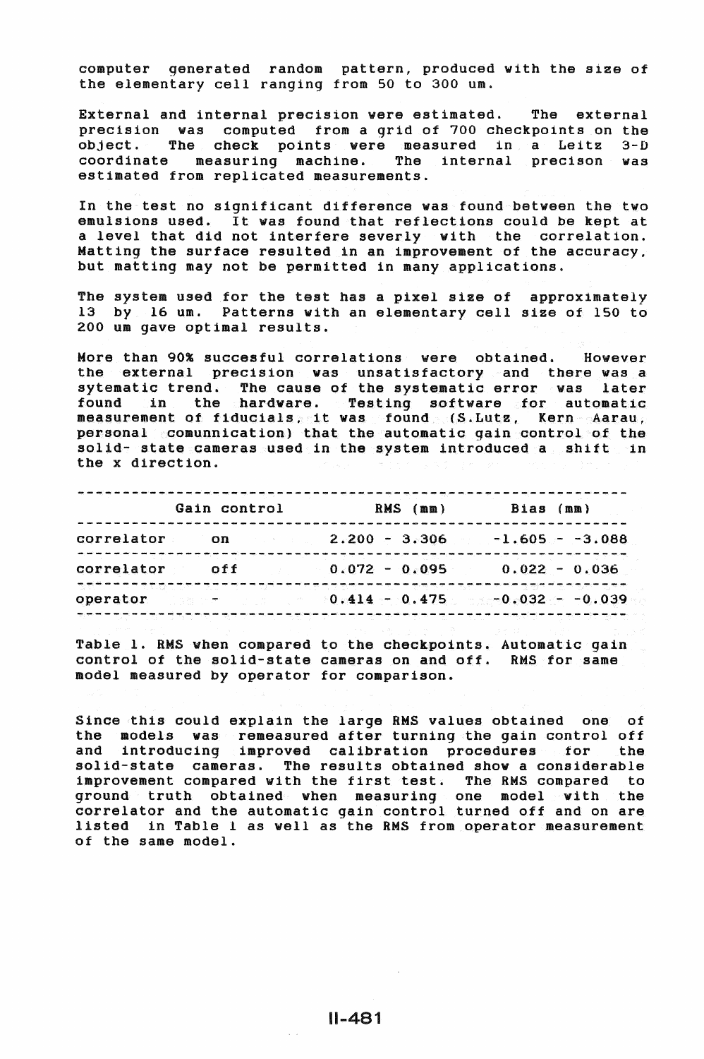computer generated random pattern, produced with the size of the elementary cell ranging from 50 to 300 um.

External and internal precision were estimated. The external precision was computed from a grid of 700 checkpoints on the object. The check points were measured in a Leitz 3-D coordinate measuring machine. The internal precison was estimated from replicated measurements.

In the test no significant difference was found between the two emulsions used. It was found that reflections could be kept at a level that did not interfere severly with the correlation. Matting the surface resulted in an improvement of the accuracy, but matting may not be permitted in many applications.

The system used for the test has a pixel size of approximately 13 by 16 um. Patterns with an elementary cell size of 150 to 200 um gave optimal results.

More than 90% succesful correlations were obtained. However the external precision was unsatisfactory and there was a sytematic trend. The cause of the systematic error was later found in the hardware. Testing software for automatic measurement of fiducials, it was found (S.Lutz, Kern Aarau, personal comunnication) that the automatic gain control of the solid- state cameras used in the system introduced a shift in the x direction.

| | Gain control | RMS (mm) | Bias (mm) |
|---|---|---|---|
| correlator | on | 2.200 - 3.306 | -1.605 - -3.088 |
| correlator | off | 0.072 - 0.095 | 0.022 - 0.036 |
| operator | - | 0.414 - 0.475 | -0.032 - -0.039 |

Table 1. RMS when compared to the checkpoints. Automatic gain control of the solid-state cameras on and off. RMS for same model measured by operator for comparison.

Since this could explain the large RMS values obtained one of the models was remeasured after turning the gain control off and introducing improved calibration procedures for the solid-state cameras. The results obtained show a considerable improvement compared with the first test. The RMS compared to ground truth obtained when measuring one model with the correlator and the automatic gain control turned off and on are listed in Table 1 as well as the RMS from operator measurement of the same model.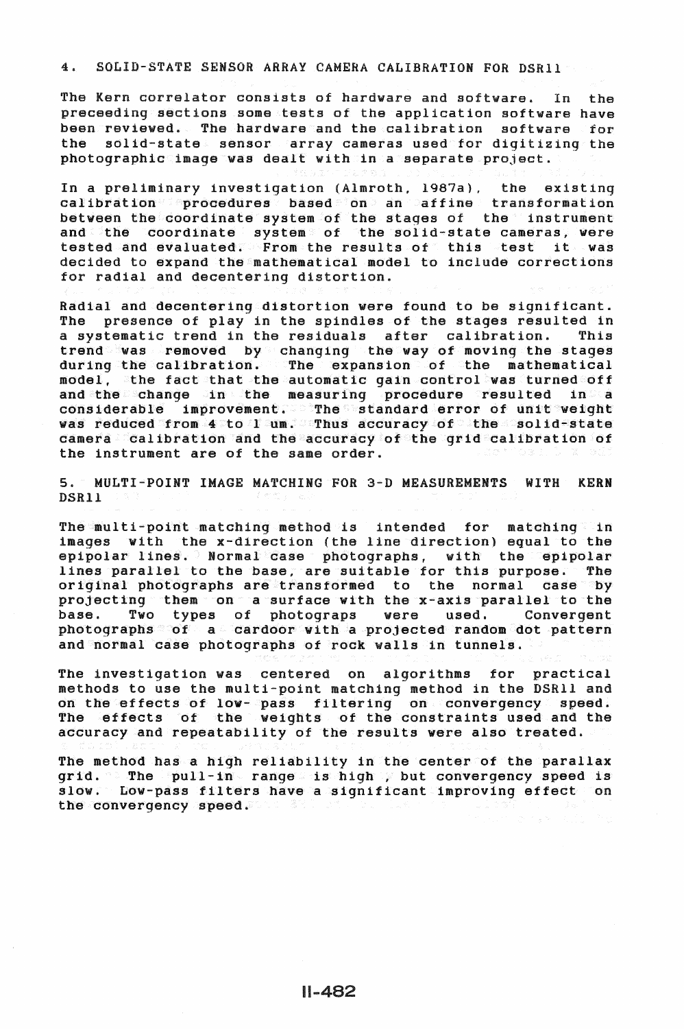## 4. SOLID-STATE SENSOR ARRAY CAMERA CALIBRATION FOR DSR11

The Kern correlator consists of hardware and software. In the preceeding sections some tests of the application software have been reviewed. The hardware and the calibration software for the solid-state sensor array cameras used for digitizing the photographic image was dealt with in a separate project.

In a preliminary investigation (Almroth, 1987a), the existing calibration procedures based on an affine transformation between the coordinate system of the stages of the instrument and the coordinate system of the solid-state cameras, were tested and evaluated. From the results of this test it was decided to expand the mathematical model to include corrections for radial and decentering distortion.

Radial and decentering distortion were found to be significant. The presence of play in the spindles of the stages resulted in a systematic trend in the residuals after calibration. This trend was removed by changing the way of moving the stages during the calibration. The expansion of the mathematical model, the fact that the automatic gain control was turned off and the change in the measuring procedure resulted in a considerable improvement. The standard error of unit weight was reduced from 4 to 1 um. Thus accuracy of the solid-state camera calibration and the accuracy of the grid calibration of the instrument are of the same order.

## 5. MULTI-POINT IMAGE MATCHING FOR 3-D MEASUREMENTS WITH KERN DSR11

The multi-point matching method is intended for matching in images with the x-direction (the line direction) equal to the epipolar lines. Normal case photographs, with the epipolar lines parallel to the base, are suitable for this purpose. The original photographs are transformed to the normal case by projecting them on a surface with the x-axis parallel to the base. Two types of photograps were used. Convergent photographs of a cardoor with a projected random dot pattern and normal case photographs of rock walls in tunnels.

The investigation was centered on algorithms for practical methods to use the multi-point matching method in the DSR11 and on the effects of low- pass filtering on convergency speed. The effects of the weights of the constraints used and the accuracy and repeatability of the results were also treated.

The method has a high reliability in the center of the parallax grid. The pull-in range is high , but convergency speed is slow. Low-pass filters have a significant improving effect on the convergency speed.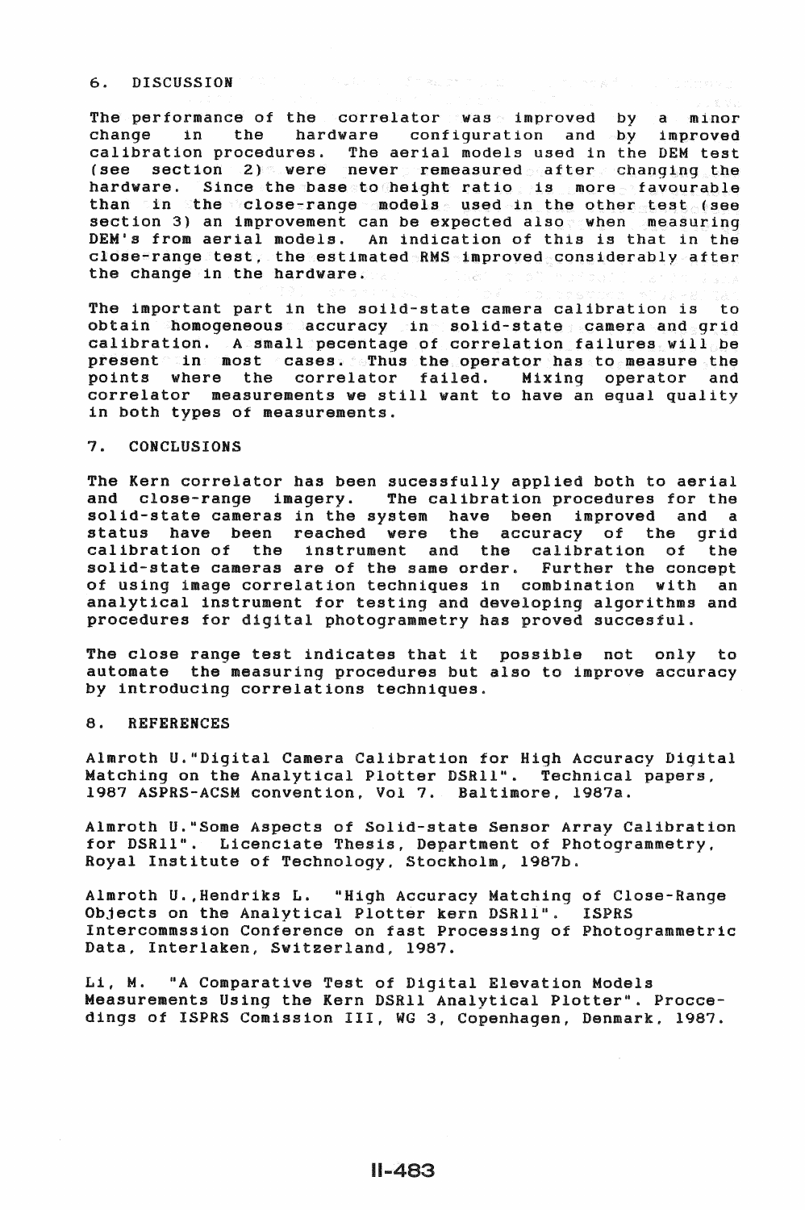## 6. DISCUSSION

The performance of the correlator was improved by a minor change in the hardware configuration and by improved calibration procedures. The aerial models used in the DEM test (see section 2) were never remeasured after changing the hardware. Since the base to height ratio is more favourable than in the close-range models used in the other test (see section 3) an improvement can be expected also when measuring DEM's from aerial models. An indication of this is that in the close-range test, the estimated RMS improved considerably after the change in the hardware.

The important part in the soild-state camera calibration is to obtain homogeneous accuracy in solid-state camera and grid calibration. A small pecentage of correlation failures will be present in most cases. Thus the operator has to measure the points where the correlator failed. Mixing operator and correlator measurements we still want to have an equal quality in both types of measurements.

## 7. CONCLUSIONS

The Kern correlator has been sucessfully applied both to aerial and close-range imagery. The calibration procedures for the solid-state cameras in the system have been improved and a status have been reached were the accuracy of the grid calibration of the instrument and the calibration of the solid-state cameras are of the same order. Further the concept of using image correlation techniques in combination with an analytical instrument for testing and developing algorithms and procedures for digital photogrammetry has proved succesful.

The close range test indicates that it possible not only to automate the measuring procedures but also to improve accuracy by introducing correlations techniques.

## 8. REFERENCES

Almroth U."Digital Camera Calibration for High Accuracy Digital Matching on the Analytical Plotter DSR11". Technical papers, 1987 ASPRS-ACSM convention, Vol 7. Baltimore, 1987a.

Almroth U."Some Aspects of Solid-state Sensor Array Calibration for DSR11". Licenciate Thesis, Department of Photogrammetry, Royal Institute of Technology, Stockholm, 1987b.

Almroth U.,Hendriks L. "High Accuracy Matching of Close-Range Objects on the Analytical Plotter kern DSR11". ISPRS Intercommssion Conference on fast Processing of Photogrammetric Data, Interlaken, Switzerland, 1987.

Li, M. "A Comparative Test of Digital Elevation Models Measurements Using the Kern DSR11 Analytical Plotter". Procce-dings of ISPRS Comission III, WG 3, Copenhagen, Denmark, 1987.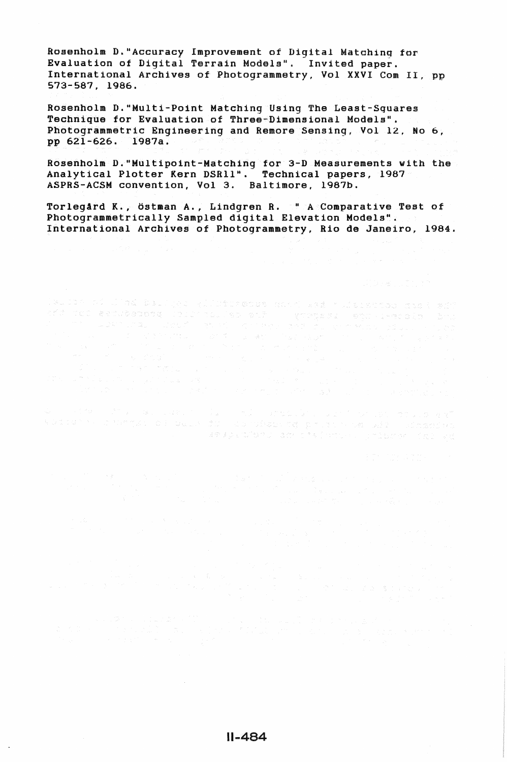Rosenholm D."Accuracy Improvement of Digital Matching for Evaluation of Digital Terrain Models". Invited paper. International Archives of Photogrammetry, Vol XXVI Com II, pp 573-587, 1986.

Rosenholm D."Multi-Point Matching Using The Least-Squares Technique for Evaluation of Three-Dimensional Models". Photogrammetric Engineering and Remore Sensing, Vol 12, No 6, pp 621-626. 1987a.

Rosenholm D."Multipoint-Matching for 3-D Measurements with the Analytical Plotter Kern DSR11". Technical papers, 1987 ASPRS-ACSM convention, Vol 3. Baltimore, 1987b.

Torlegård K., Östman A., Lindgren R. " A Comparative Test of Photogrammetrically Sampled digital Elevation Models". International Archives of Photogrammetry, Rio de Janeiro, 1984.